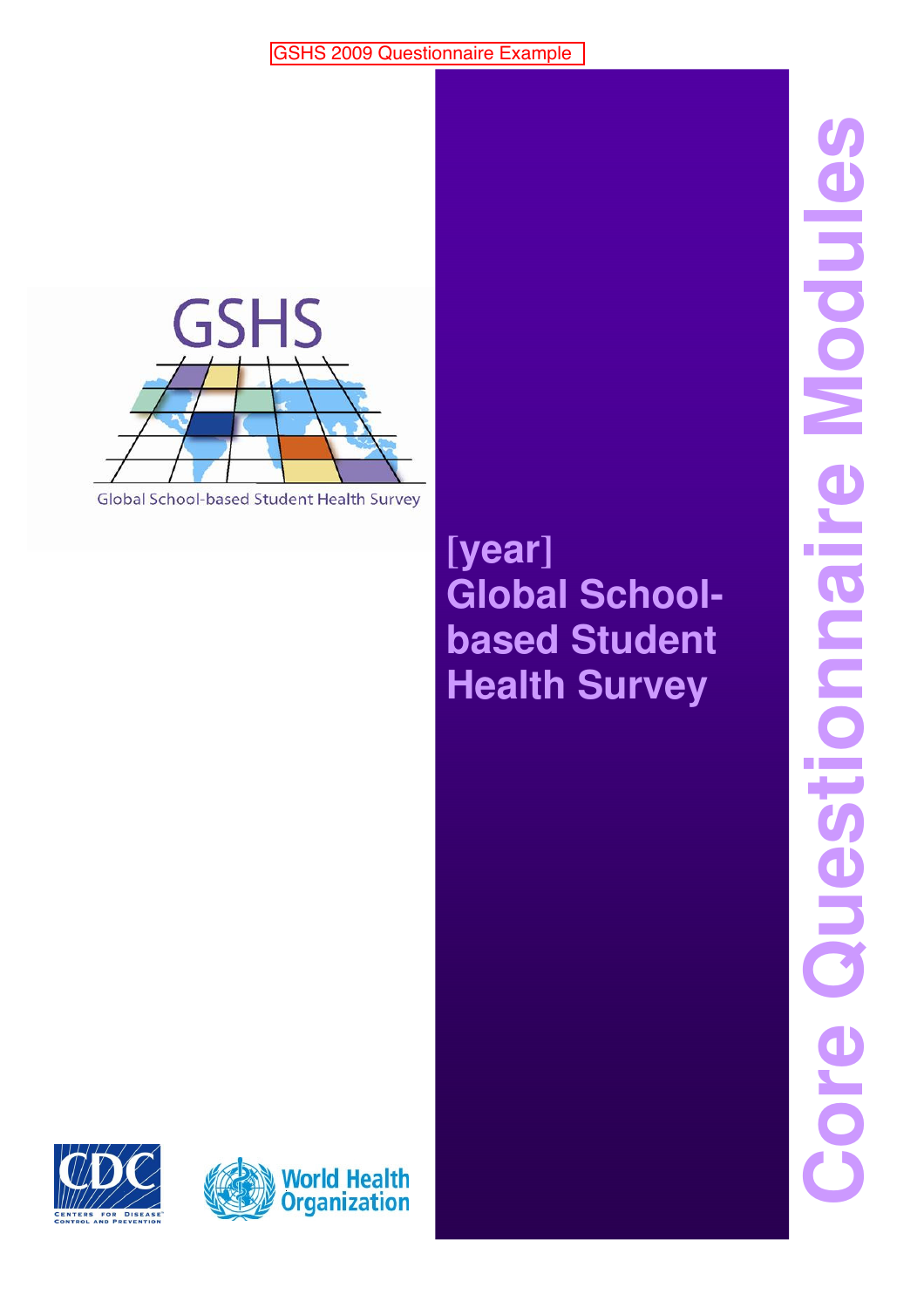GSHS 2009 Questionnaire Example

GSHS

Global School-based Student Health Survey

# [year] Global School-based Student Health Survey

# Core Questionnaire Modules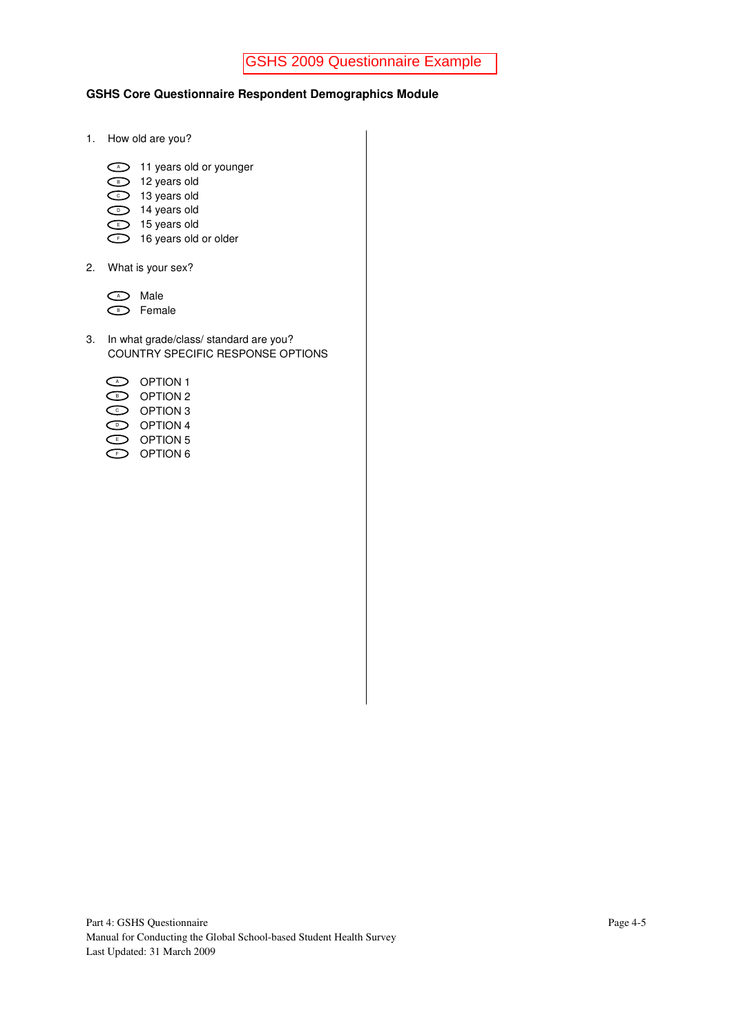GSHS 2009 Questionnaire Example

**GSHS Core Questionnaire Respondent Demographics Module**

1. How old are you?

   - A 11 years old or younger
   - B 12 years old
   - C 13 years old
   - D 14 years old
   - E 15 years old
   - F 16 years old or older

2. What is your sex?

   - A Male
   - B Female

3. In what grade/class/ standard are you?
   COUNTRY SPECIFIC RESPONSE OPTIONS

   - A OPTION 1
   - B OPTION 2
   - C OPTION 3
   - D OPTION 4
   - E OPTION 5
   - F OPTION 6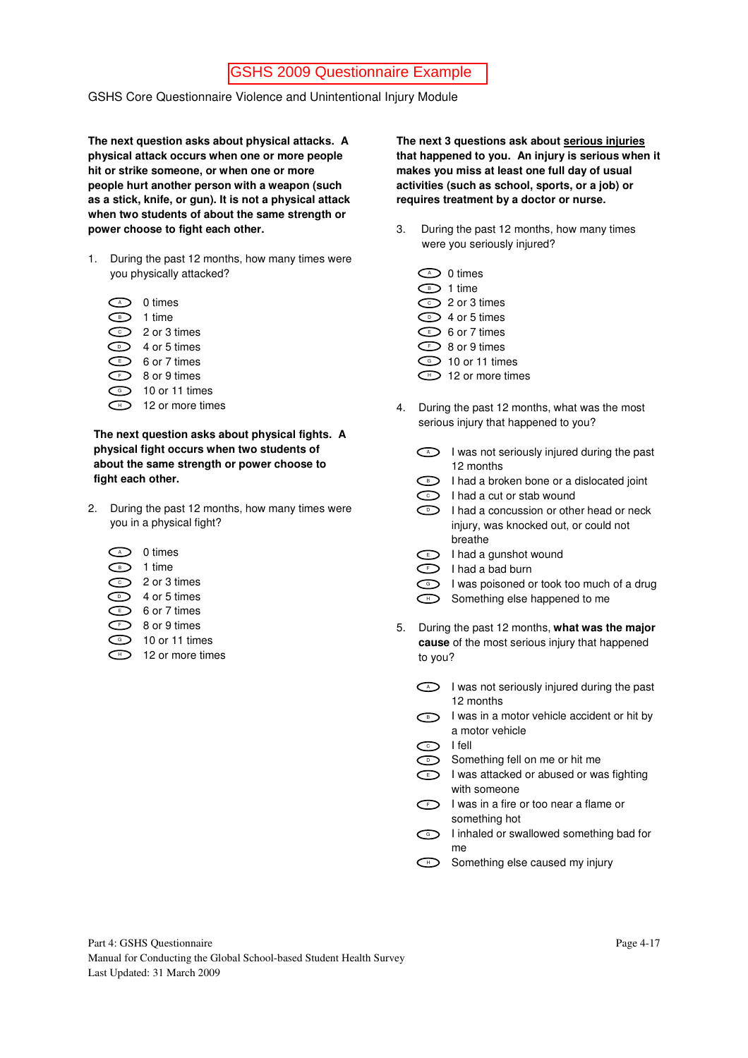# GSHS 2009 Questionnaire Example

GSHS Core Questionnaire Violence and Unintentional Injury Module

**The next question asks about physical attacks. A physical attack occurs when one or more people hit or strike someone, or when one or more people hurt another person with a weapon (such as a stick, knife, or gun). It is not a physical attack when two students of about the same strength or power choose to fight each other.**

1. During the past 12 months, how many times were you physically attacked?

   - A. 0 times
   - B. 1 time
   - C. 2 or 3 times
   - D. 4 or 5 times
   - E. 6 or 7 times
   - F. 8 or 9 times
   - G. 10 or 11 times
   - H. 12 or more times

**The next question asks about physical fights. A physical fight occurs when two students of about the same strength or power choose to fight each other.**

2. During the past 12 months, how many times were you in a physical fight?

   - A. 0 times
   - B. 1 time
   - C. 2 or 3 times
   - D. 4 or 5 times
   - E. 6 or 7 times
   - F. 8 or 9 times
   - G. 10 or 11 times
   - H. 12 or more times

**The next 3 questions ask about <u>serious injuries</u> that happened to you. An injury is serious when it makes you miss at least one full day of usual activities (such as school, sports, or a job) or requires treatment by a doctor or nurse.**

3. During the past 12 months, how many times were you seriously injured?

   - A. 0 times
   - B. 1 time
   - C. 2 or 3 times
   - D. 4 or 5 times
   - E. 6 or 7 times
   - F. 8 or 9 times
   - G. 10 or 11 times
   - H. 12 or more times

4. During the past 12 months, what was the most serious injury that happened to you?

   - A. I was not seriously injured during the past 12 months
   - B. I had a broken bone or a dislocated joint
   - C. I had a cut or stab wound
   - D. I had a concussion or other head or neck injury, was knocked out, or could not breathe
   - E. I had a gunshot wound
   - F. I had a bad burn
   - G. I was poisoned or took too much of a drug
   - H. Something else happened to me

5. During the past 12 months, **what was the major cause** of the most serious injury that happened to you?

   - A. I was not seriously injured during the past 12 months
   - B. I was in a motor vehicle accident or hit by a motor vehicle
   - C. I fell
   - D. Something fell on me or hit me
   - E. I was attacked or abused or was fighting with someone
   - F. I was in a fire or too near a flame or something hot
   - G. I inhaled or swallowed something bad for me
   - H. Something else caused my injury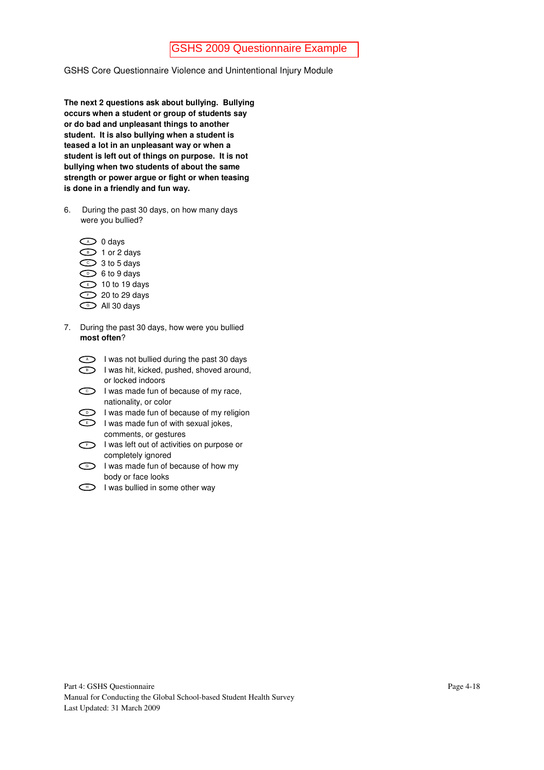GSHS 2009 Questionnaire Example

GSHS Core Questionnaire Violence and Unintentional Injury Module

**The next 2 questions ask about bullying. Bullying occurs when a student or group of students say or do bad and unpleasant things to another student. It is also bullying when a student is teased a lot in an unpleasant way or when a student is left out of things on purpose. It is not bullying when two students of about the same strength or power argue or fight or when teasing is done in a friendly and fun way.**

6. During the past 30 days, on how many days were you bullied?

   - A. 0 days
   - B. 1 or 2 days
   - C. 3 to 5 days
   - D. 6 to 9 days
   - E. 10 to 19 days
   - F. 20 to 29 days
   - G. All 30 days

7. During the past 30 days, how were you bullied **most often**?

   - A. I was not bullied during the past 30 days
   - B. I was hit, kicked, pushed, shoved around, or locked indoors
   - C. I was made fun of because of my race, nationality, or color
   - D. I was made fun of because of my religion
   - E. I was made fun of with sexual jokes, comments, or gestures
   - F. I was left out of activities on purpose or completely ignored
   - G. I was made fun of because of how my body or face looks
   - H. I was bullied in some other way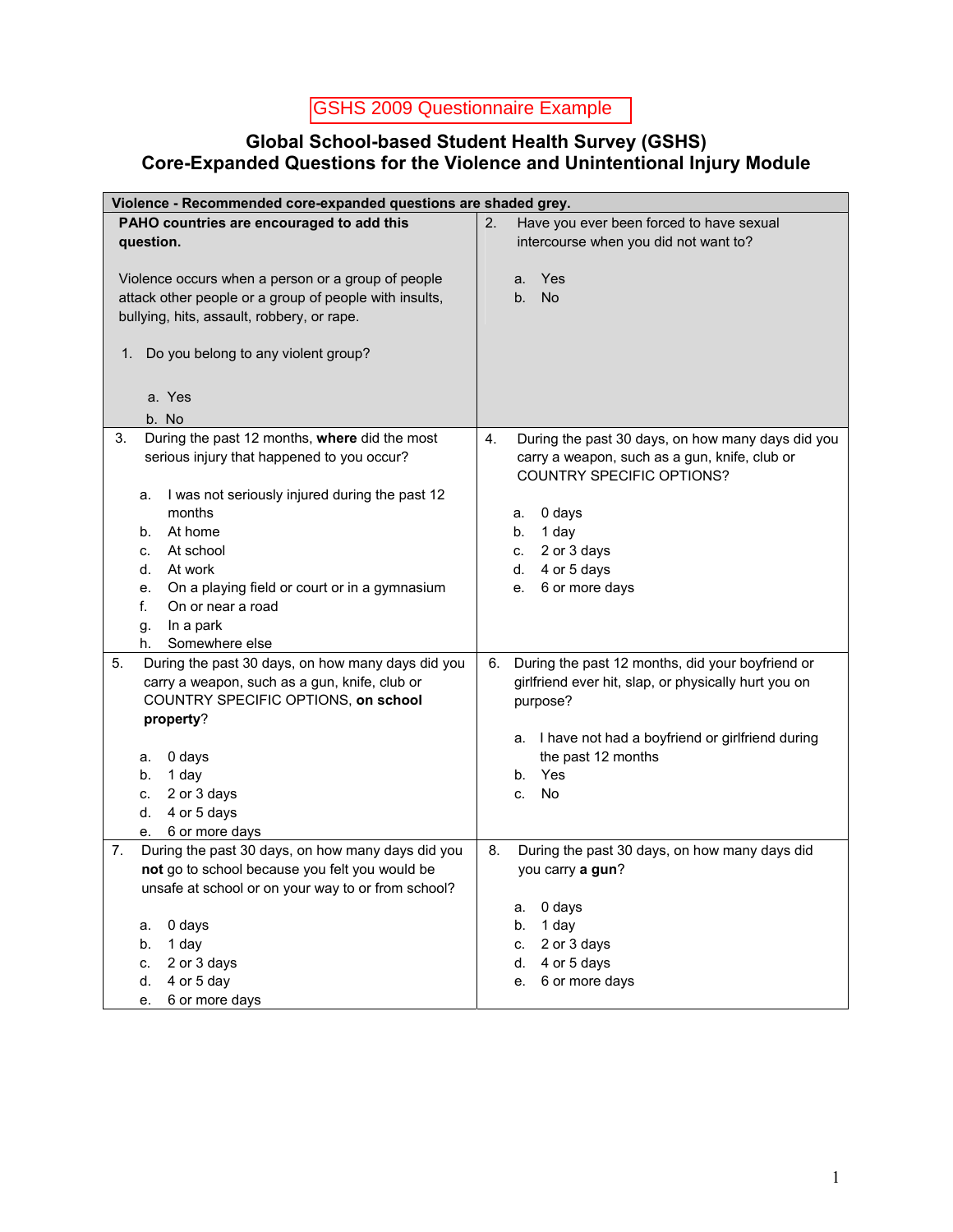GSHS 2009 Questionnaire Example

# Global School-based Student Health Survey (GSHS)
# Core-Expanded Questions for the Violence and Unintentional Injury Module

**Violence - Recommended core-expanded questions are shaded grey.**

**PAHO countries are encouraged to add this question.**

Violence occurs when a person or a group of people attack other people or a group of people with insults, bullying, hits, assault, robbery, or rape.

1. Do you belong to any violent group?

   a. Yes
   b. No

2. Have you ever been forced to have sexual intercourse when you did not want to?

   a. Yes
   b. No

3. During the past 12 months, **where** did the most serious injury that happened to you occur?

   a. I was not seriously injured during the past 12 months
   b. At home
   c. At school
   d. At work
   e. On a playing field or court or in a gymnasium
   f. On or near a road
   g. In a park
   h. Somewhere else

4. During the past 30 days, on how many days did you carry a weapon, such as a gun, knife, club or COUNTRY SPECIFIC OPTIONS?

   a. 0 days
   b. 1 day
   c. 2 or 3 days
   d. 4 or 5 days
   e. 6 or more days

5. During the past 30 days, on how many days did you carry a weapon, such as a gun, knife, club or COUNTRY SPECIFIC OPTIONS, **on school property**?

   a. 0 days
   b. 1 day
   c. 2 or 3 days
   d. 4 or 5 days
   e. 6 or more days

6. During the past 12 months, did your boyfriend or girlfriend ever hit, slap, or physically hurt you on purpose?

   a. I have not had a boyfriend or girlfriend during the past 12 months
   b. Yes
   c. No

7. During the past 30 days, on how many days did you **not** go to school because you felt you would be unsafe at school or on your way to or from school?

   a. 0 days
   b. 1 day
   c. 2 or 3 days
   d. 4 or 5 day
   e. 6 or more days

8. During the past 30 days, on how many days did you carry **a gun**?

   a. 0 days
   b. 1 day
   c. 2 or 3 days
   d. 4 or 5 days
   e. 6 or more days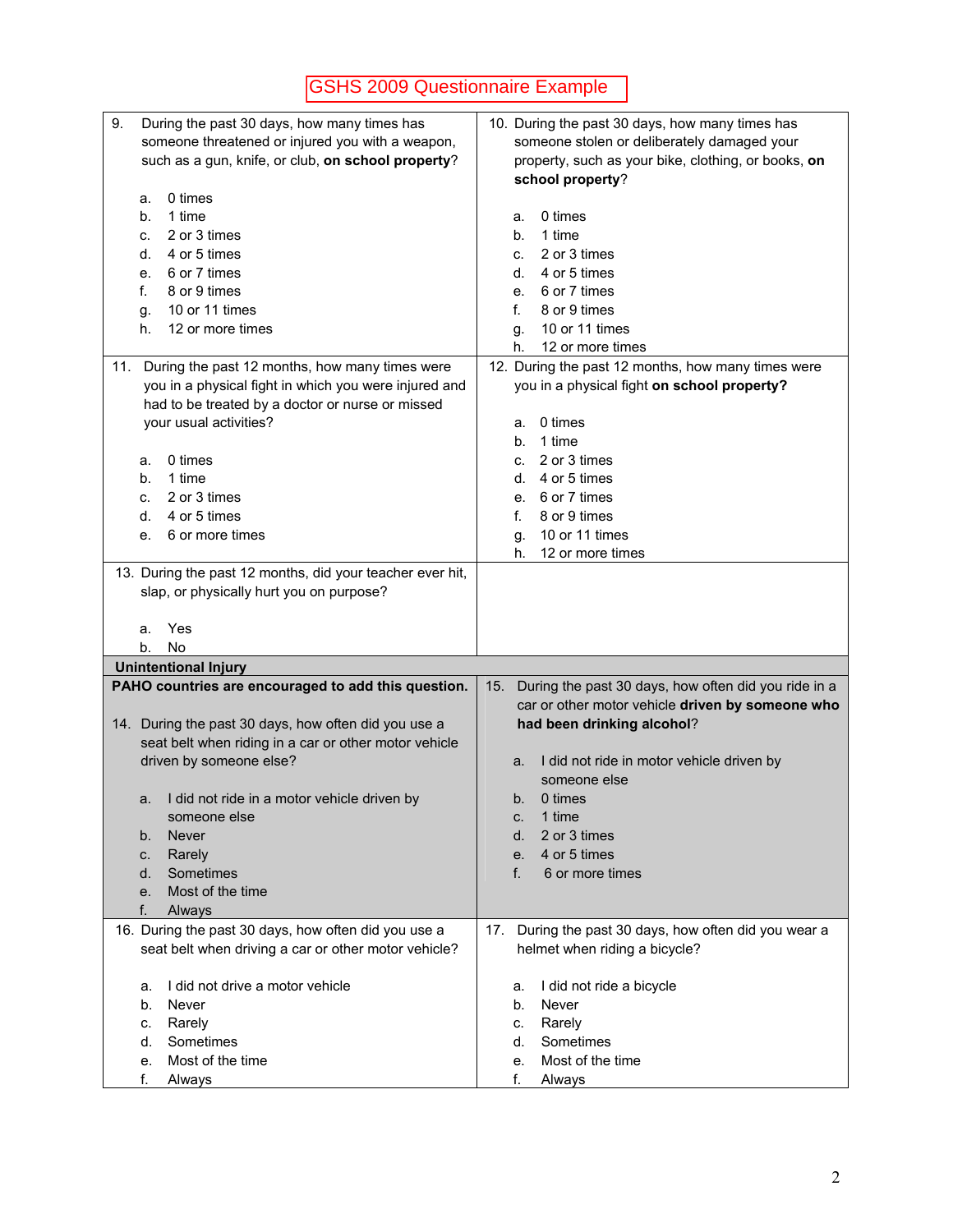GSHS 2009 Questionnaire Example

9. During the past 30 days, how many times has someone threatened or injured you with a weapon, such as a gun, knife, or club, **on school property**?

   a. 0 times
   b. 1 time
   c. 2 or 3 times
   d. 4 or 5 times
   e. 6 or 7 times
   f. 8 or 9 times
   g. 10 or 11 times
   h. 12 or more times

10. During the past 30 days, how many times has someone stolen or deliberately damaged your property, such as your bike, clothing, or books, **on school property**?

   a. 0 times
   b. 1 time
   c. 2 or 3 times
   d. 4 or 5 times
   e. 6 or 7 times
   f. 8 or 9 times
   g. 10 or 11 times
   h. 12 or more times

11. During the past 12 months, how many times were you in a physical fight in which you were injured and had to be treated by a doctor or nurse or missed your usual activities?

   a. 0 times
   b. 1 time
   c. 2 or 3 times
   d. 4 or 5 times
   e. 6 or more times

12. During the past 12 months, how many times were you in a physical fight **on school property?**

   a. 0 times
   b. 1 time
   c. 2 or 3 times
   d. 4 or 5 times
   e. 6 or 7 times
   f. 8 or 9 times
   g. 10 or 11 times
   h. 12 or more times

13. During the past 12 months, did your teacher ever hit, slap, or physically hurt you on purpose?

   a. Yes
   b. No

**Unintentional Injury**

**PAHO countries are encouraged to add this question.**

14. During the past 30 days, how often did you use a seat belt when riding in a car or other motor vehicle driven by someone else?

   a. I did not ride in a motor vehicle driven by someone else
   b. Never
   c. Rarely
   d. Sometimes
   e. Most of the time
   f. Always

15. During the past 30 days, how often did you ride in a car or other motor vehicle **driven by someone who had been drinking alcohol**?

   a. I did not ride in motor vehicle driven by someone else
   b. 0 times
   c. 1 time
   d. 2 or 3 times
   e. 4 or 5 times
   f. 6 or more times

16. During the past 30 days, how often did you use a seat belt when driving a car or other motor vehicle?

   a. I did not drive a motor vehicle
   b. Never
   c. Rarely
   d. Sometimes
   e. Most of the time
   f. Always

17. During the past 30 days, how often did you wear a helmet when riding a bicycle?

   a. I did not ride a bicycle
   b. Never
   c. Rarely
   d. Sometimes
   e. Most of the time
   f. Always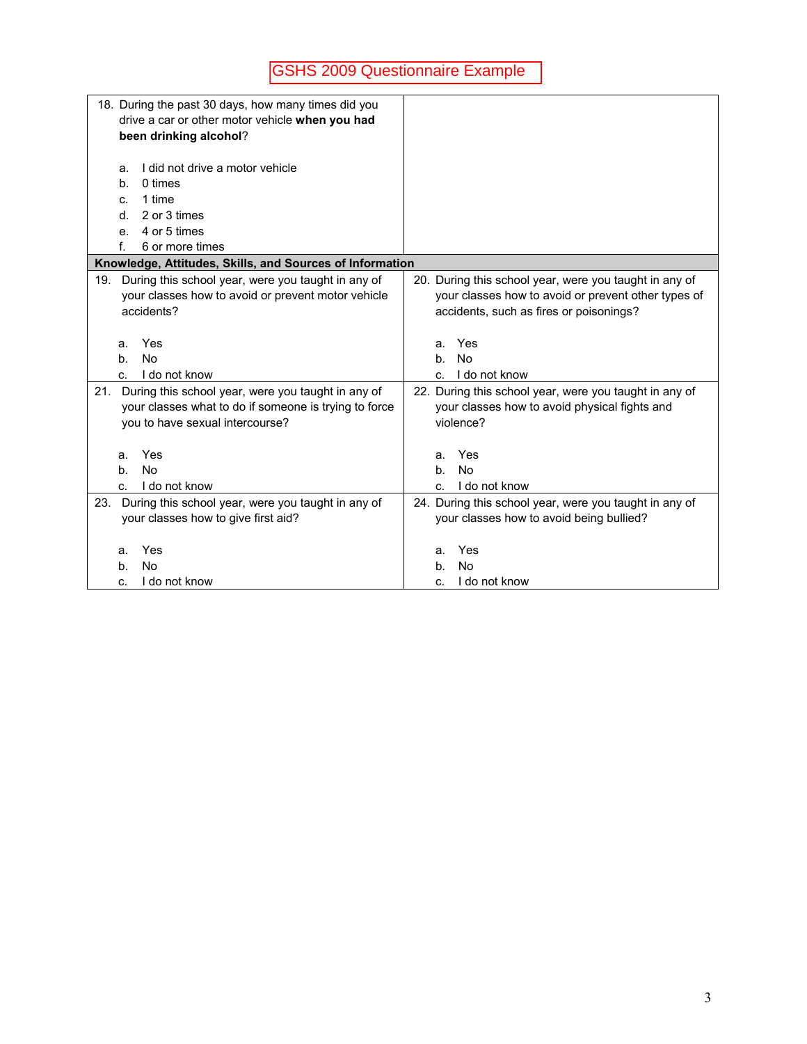GSHS 2009 Questionnaire Example

18. During the past 30 days, how many times did you drive a car or other motor vehicle **when you had been drinking alcohol**?

    a. I did not drive a motor vehicle
    b. 0 times
    c. 1 time
    d. 2 or 3 times
    e. 4 or 5 times
    f. 6 or more times

**Knowledge, Attitudes, Skills, and Sources of Information**

19. During this school year, were you taught in any of your classes how to avoid or prevent motor vehicle accidents?

    a. Yes
    b. No
    c. I do not know

20. During this school year, were you taught in any of your classes how to avoid or prevent other types of accidents, such as fires or poisonings?

    a. Yes
    b. No
    c. I do not know

21. During this school year, were you taught in any of your classes what to do if someone is trying to force you to have sexual intercourse?

    a. Yes
    b. No
    c. I do not know

22. During this school year, were you taught in any of your classes how to avoid physical fights and violence?

    a. Yes
    b. No
    c. I do not know

23. During this school year, were you taught in any of your classes how to give first aid?

    a. Yes
    b. No
    c. I do not know

24. During this school year, were you taught in any of your classes how to avoid being bullied?

    a. Yes
    b. No
    c. I do not know